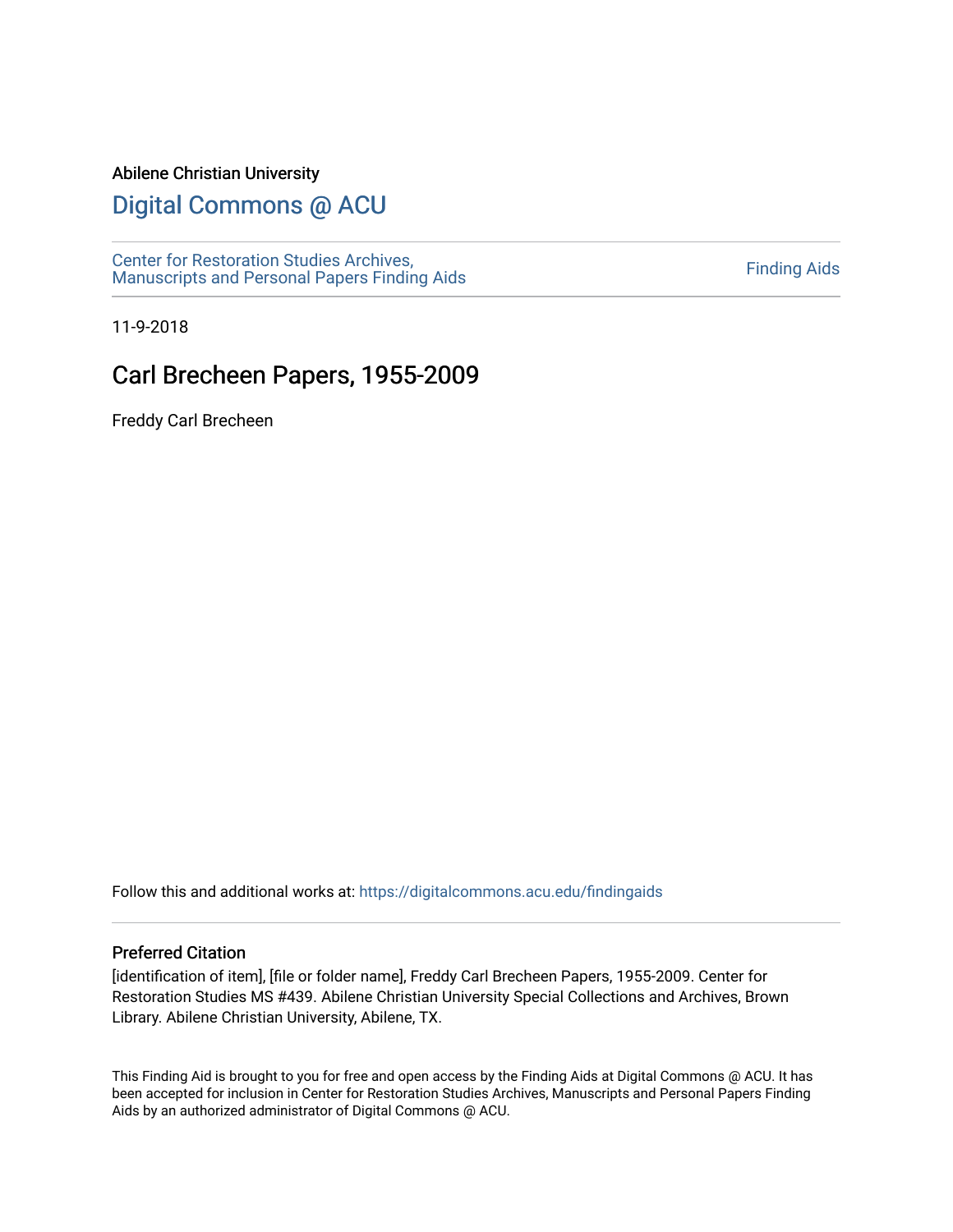Abilene Christian University

## Digital Commons @ ACU

Center for Restoration Studies Archives, Manuscripts and Personal Papers Finding Aids

Finding Aids

11-9-2018

# Carl Brecheen Papers, 1955-2009

Freddy Carl Brecheen

Follow this and additional works at: https://digitalcommons.acu.edu/findingaids

### Preferred Citation

[identification of item], [file or folder name], Freddy Carl Brecheen Papers, 1955-2009. Center for Restoration Studies MS #439. Abilene Christian University Special Collections and Archives, Brown Library. Abilene Christian University, Abilene, TX.

This Finding Aid is brought to you for free and open access by the Finding Aids at Digital Commons @ ACU. It has been accepted for inclusion in Center for Restoration Studies Archives, Manuscripts and Personal Papers Finding Aids by an authorized administrator of Digital Commons @ ACU.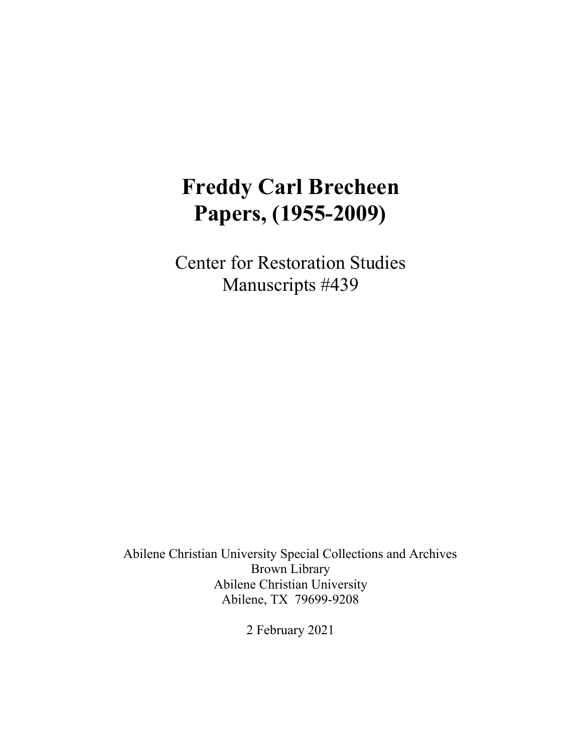# Freddy Carl Brecheen Papers, (1955-2009)

Center for Restoration Studies
Manuscripts #439

Abilene Christian University Special Collections and Archives
Brown Library
Abilene Christian University
Abilene, TX 79699-9208

2 February 2021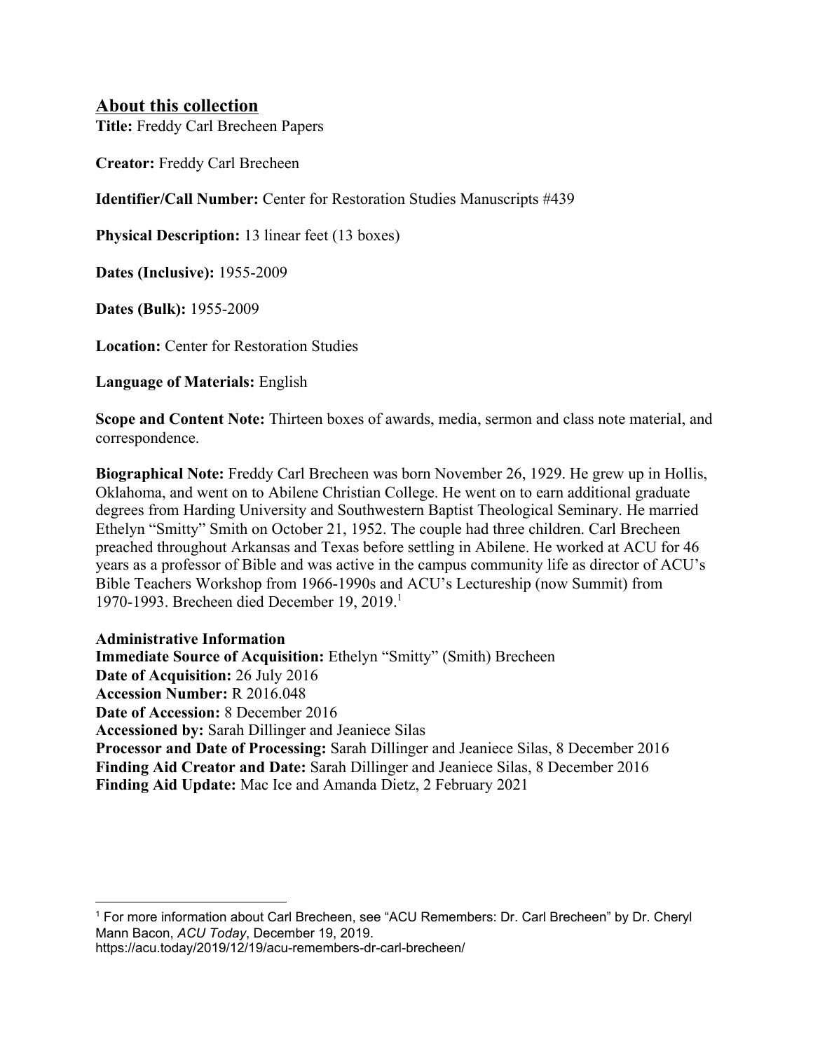## About this collection

**Title:** Freddy Carl Brecheen Papers

**Creator:** Freddy Carl Brecheen

**Identifier/Call Number:** Center for Restoration Studies Manuscripts #439

**Physical Description:** 13 linear feet (13 boxes)

**Dates (Inclusive):** 1955-2009

**Dates (Bulk):** 1955-2009

**Location:** Center for Restoration Studies

**Language of Materials:** English

**Scope and Content Note:** Thirteen boxes of awards, media, sermon and class note material, and correspondence.

**Biographical Note:** Freddy Carl Brecheen was born November 26, 1929. He grew up in Hollis, Oklahoma, and went on to Abilene Christian College. He went on to earn additional graduate degrees from Harding University and Southwestern Baptist Theological Seminary. He married Ethelyn "Smitty" Smith on October 21, 1952. The couple had three children. Carl Brecheen preached throughout Arkansas and Texas before settling in Abilene. He worked at ACU for 46 years as a professor of Bible and was active in the campus community life as director of ACU's Bible Teachers Workshop from 1966-1990s and ACU's Lectureship (now Summit) from 1970-1993. Brecheen died December 19, 2019.[1]

**Administrative Information**
**Immediate Source of Acquisition:** Ethelyn "Smitty" (Smith) Brecheen
**Date of Acquisition:** 26 July 2016
**Accession Number:** R 2016.048
**Date of Accession:** 8 December 2016
**Accessioned by:** Sarah Dillinger and Jeaniece Silas
**Processor and Date of Processing:** Sarah Dillinger and Jeaniece Silas, 8 December 2016
**Finding Aid Creator and Date:** Sarah Dillinger and Jeaniece Silas, 8 December 2016
**Finding Aid Update:** Mac Ice and Amanda Dietz, 2 February 2021

---

[1] For more information about Carl Brecheen, see "ACU Remembers: Dr. Carl Brecheen" by Dr. Cheryl Mann Bacon, *ACU Today*, December 19, 2019.
https://acu.today/2019/12/19/acu-remembers-dr-carl-brecheen/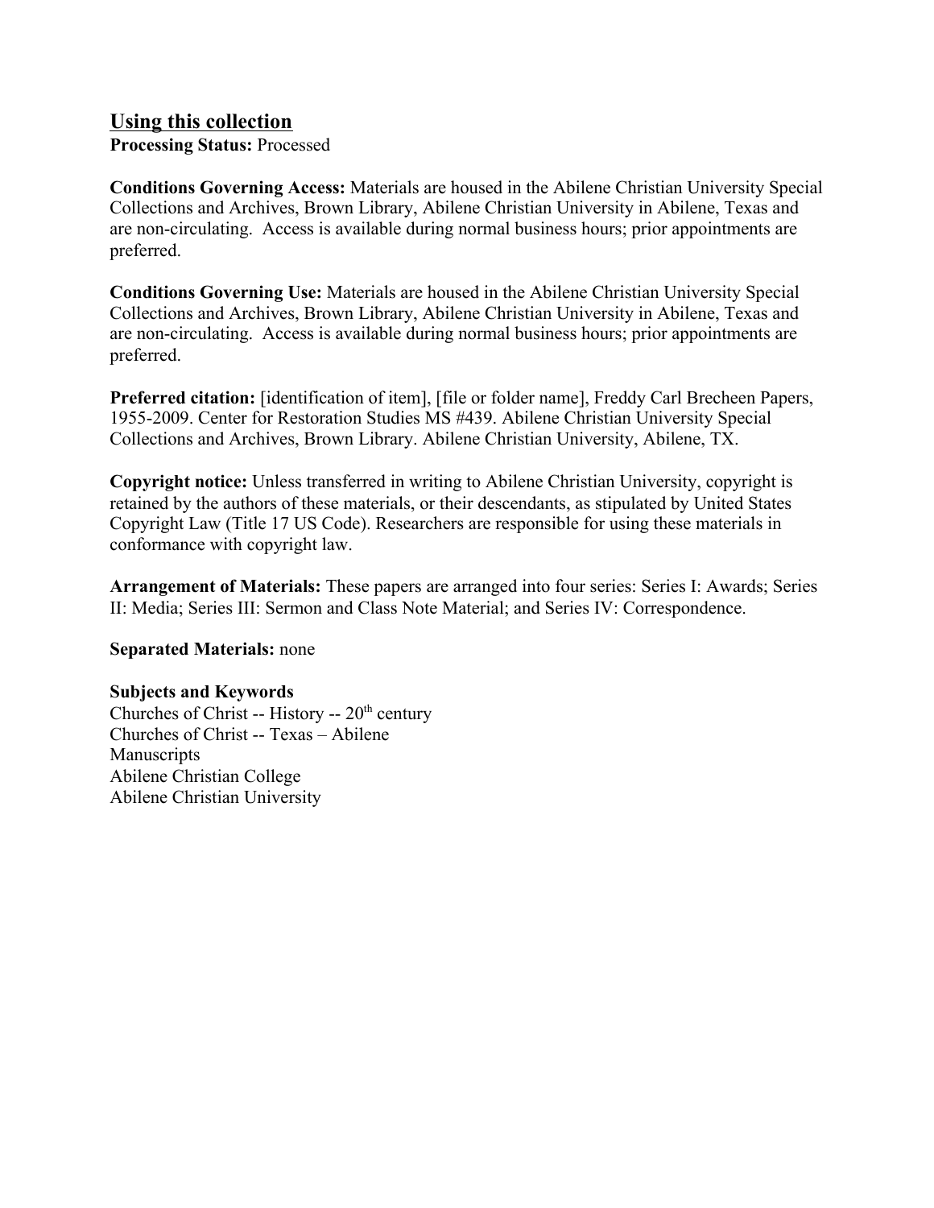## Using this collection

**Processing Status:** Processed

**Conditions Governing Access:** Materials are housed in the Abilene Christian University Special Collections and Archives, Brown Library, Abilene Christian University in Abilene, Texas and are non-circulating. Access is available during normal business hours; prior appointments are preferred.

**Conditions Governing Use:** Materials are housed in the Abilene Christian University Special Collections and Archives, Brown Library, Abilene Christian University in Abilene, Texas and are non-circulating. Access is available during normal business hours; prior appointments are preferred.

**Preferred citation:** [identification of item], [file or folder name], Freddy Carl Brecheen Papers, 1955-2009. Center for Restoration Studies MS #439. Abilene Christian University Special Collections and Archives, Brown Library. Abilene Christian University, Abilene, TX.

**Copyright notice:** Unless transferred in writing to Abilene Christian University, copyright is retained by the authors of these materials, or their descendants, as stipulated by United States Copyright Law (Title 17 US Code). Researchers are responsible for using these materials in conformance with copyright law.

**Arrangement of Materials:** These papers are arranged into four series: Series I: Awards; Series II: Media; Series III: Sermon and Class Note Material; and Series IV: Correspondence.

**Separated Materials:** none

**Subjects and Keywords**

Churches of Christ -- History -- 20th century
Churches of Christ -- Texas – Abilene
Manuscripts
Abilene Christian College
Abilene Christian University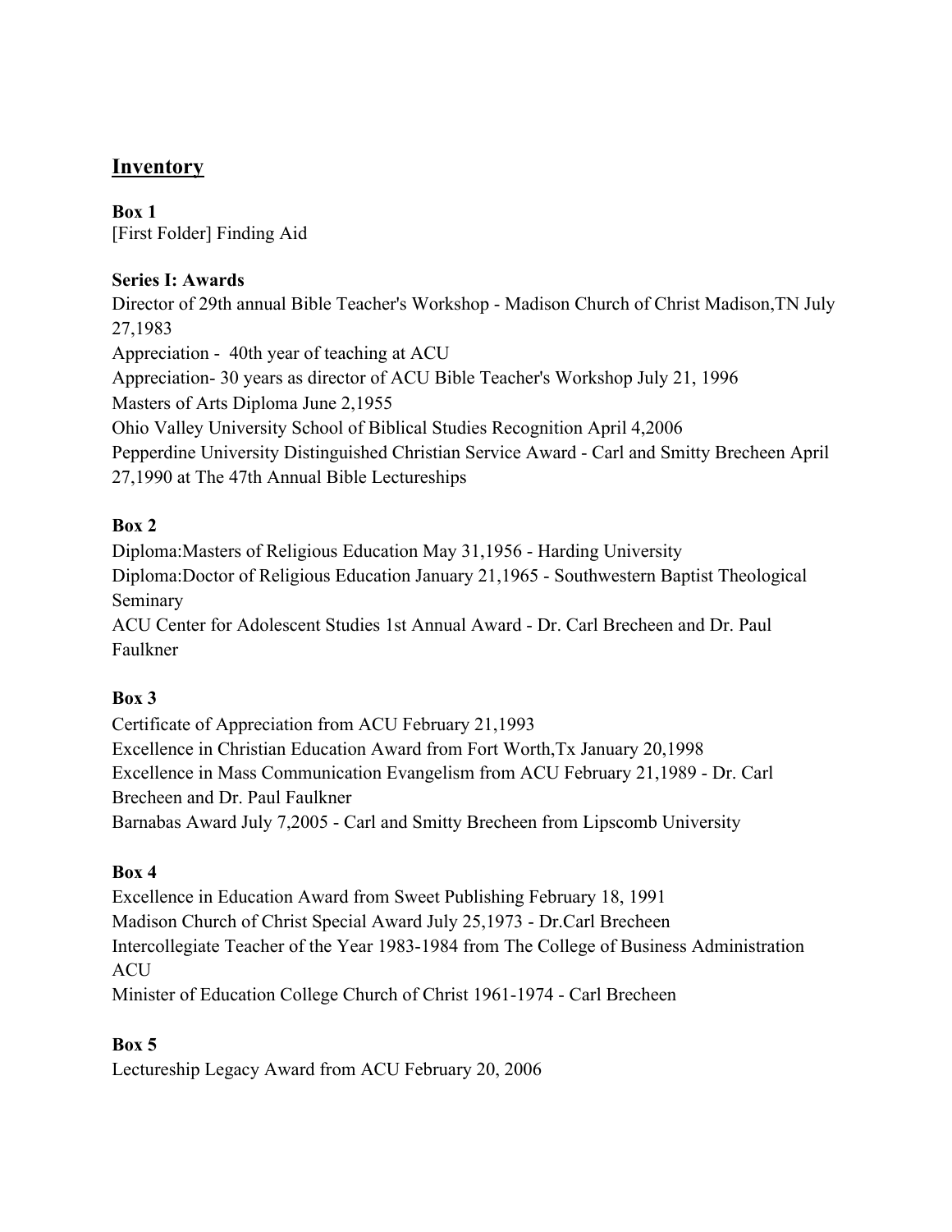## Inventory

**Box 1**
[First Folder] Finding Aid

**Series I: Awards**
Director of 29th annual Bible Teacher's Workshop - Madison Church of Christ Madison,TN July 27,1983
Appreciation - 40th year of teaching at ACU
Appreciation- 30 years as director of ACU Bible Teacher's Workshop July 21, 1996
Masters of Arts Diploma June 2,1955
Ohio Valley University School of Biblical Studies Recognition April 4,2006
Pepperdine University Distinguished Christian Service Award - Carl and Smitty Brecheen April 27,1990 at The 47th Annual Bible Lectureships

**Box 2**
Diploma:Masters of Religious Education May 31,1956 - Harding University
Diploma:Doctor of Religious Education January 21,1965 - Southwestern Baptist Theological Seminary
ACU Center for Adolescent Studies 1st Annual Award - Dr. Carl Brecheen and Dr. Paul Faulkner

**Box 3**
Certificate of Appreciation from ACU February 21,1993
Excellence in Christian Education Award from Fort Worth,Tx January 20,1998
Excellence in Mass Communication Evangelism from ACU February 21,1989 - Dr. Carl Brecheen and Dr. Paul Faulkner
Barnabas Award July 7,2005 - Carl and Smitty Brecheen from Lipscomb University

**Box 4**
Excellence in Education Award from Sweet Publishing February 18, 1991
Madison Church of Christ Special Award July 25,1973 - Dr.Carl Brecheen
Intercollegiate Teacher of the Year 1983-1984 from The College of Business Administration ACU
Minister of Education College Church of Christ 1961-1974 - Carl Brecheen

**Box 5**
Lectureship Legacy Award from ACU February 20, 2006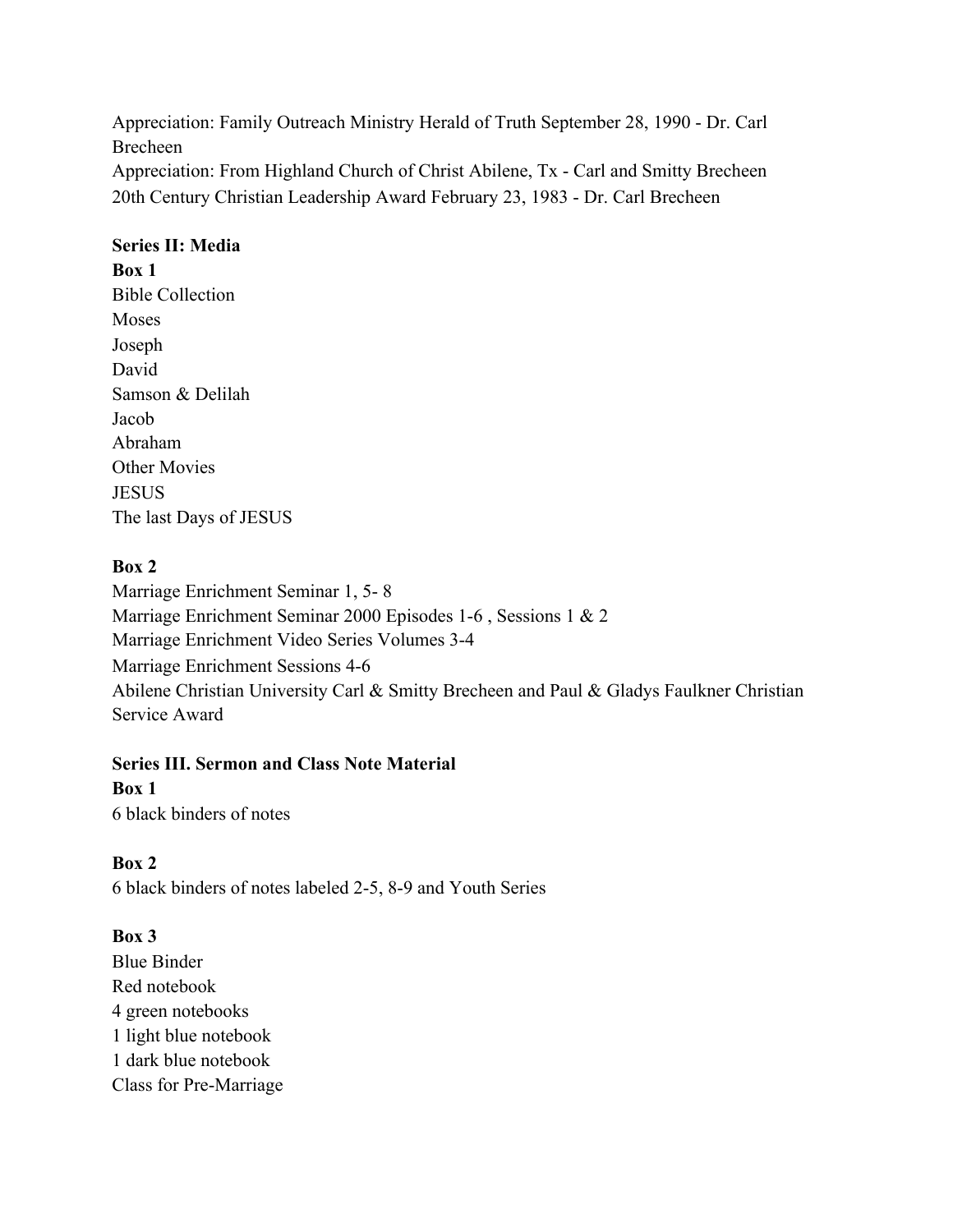Appreciation: Family Outreach Ministry Herald of Truth September 28, 1990 - Dr. Carl Brecheen

Appreciation: From Highland Church of Christ Abilene, Tx - Carl and Smitty Brecheen

20th Century Christian Leadership Award February 23, 1983 - Dr. Carl Brecheen

**Series II: Media**

**Box 1**

Bible Collection

Moses

Joseph

David

Samson & Delilah

Jacob

Abraham

Other Movies

JESUS

The last Days of JESUS

**Box 2**

Marriage Enrichment Seminar 1, 5- 8

Marriage Enrichment Seminar 2000 Episodes 1-6 , Sessions 1 & 2

Marriage Enrichment Video Series Volumes 3-4

Marriage Enrichment Sessions 4-6

Abilene Christian University Carl & Smitty Brecheen and Paul & Gladys Faulkner Christian Service Award

**Series III. Sermon and Class Note Material**

**Box 1**

6 black binders of notes

**Box 2**

6 black binders of notes labeled 2-5, 8-9 and Youth Series

**Box 3**

Blue Binder

Red notebook

4 green notebooks

1 light blue notebook

1 dark blue notebook

Class for Pre-Marriage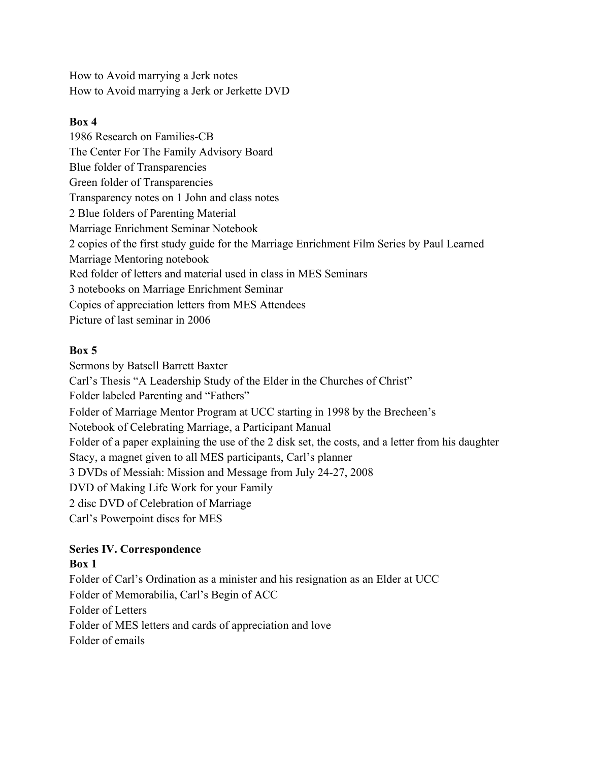How to Avoid marrying a Jerk notes
How to Avoid marrying a Jerk or Jerkette DVD

**Box 4**
1986 Research on Families-CB
The Center For The Family Advisory Board
Blue folder of Transparencies
Green folder of Transparencies
Transparency notes on 1 John and class notes
2 Blue folders of Parenting Material
Marriage Enrichment Seminar Notebook
2 copies of the first study guide for the Marriage Enrichment Film Series by Paul Learned
Marriage Mentoring notebook
Red folder of letters and material used in class in MES Seminars
3 notebooks on Marriage Enrichment Seminar
Copies of appreciation letters from MES Attendees
Picture of last seminar in 2006

**Box 5**
Sermons by Batsell Barrett Baxter
Carl's Thesis "A Leadership Study of the Elder in the Churches of Christ"
Folder labeled Parenting and "Fathers"
Folder of Marriage Mentor Program at UCC starting in 1998 by the Brecheen's
Notebook of Celebrating Marriage, a Participant Manual
Folder of a paper explaining the use of the 2 disk set, the costs, and a letter from his daughter Stacy, a magnet given to all MES participants, Carl's planner
3 DVDs of Messiah: Mission and Message from July 24-27, 2008
DVD of Making Life Work for your Family
2 disc DVD of Celebration of Marriage
Carl's Powerpoint discs for MES

**Series IV. Correspondence**
**Box 1**
Folder of Carl's Ordination as a minister and his resignation as an Elder at UCC
Folder of Memorabilia, Carl's Begin of ACC
Folder of Letters
Folder of MES letters and cards of appreciation and love
Folder of emails